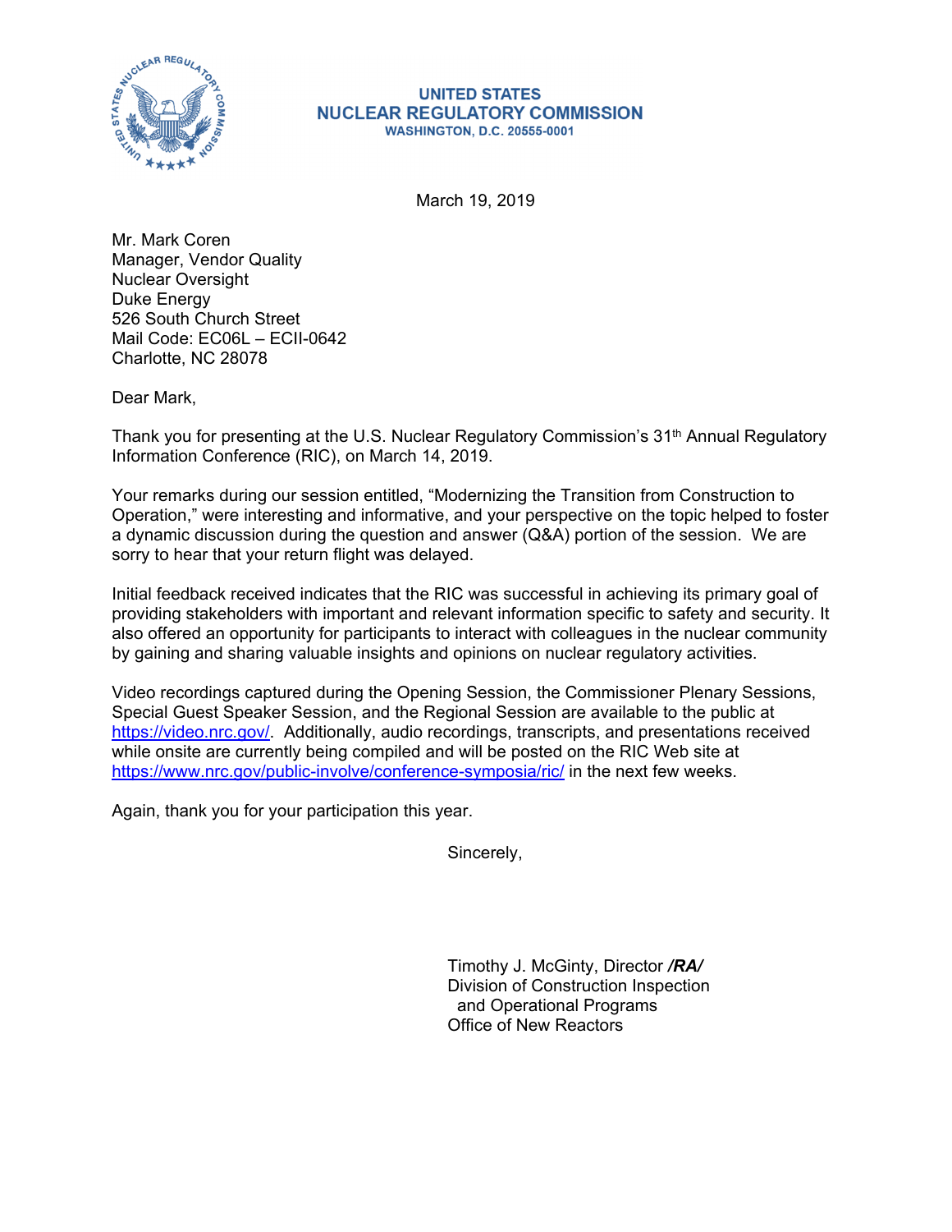**UNITED STATES**
**NUCLEAR REGULATORY COMMISSION**
**WASHINGTON, D.C. 20555-0001**

March 19, 2019

Mr. Mark Coren
Manager, Vendor Quality
Nuclear Oversight
Duke Energy
526 South Church Street
Mail Code: EC06L – ECII-0642
Charlotte, NC 28078

Dear Mark,

Thank you for presenting at the U.S. Nuclear Regulatory Commission's 31th Annual Regulatory Information Conference (RIC), on March 14, 2019.

Your remarks during our session entitled, "Modernizing the Transition from Construction to Operation," were interesting and informative, and your perspective on the topic helped to foster a dynamic discussion during the question and answer (Q&A) portion of the session. We are sorry to hear that your return flight was delayed.

Initial feedback received indicates that the RIC was successful in achieving its primary goal of providing stakeholders with important and relevant information specific to safety and security. It also offered an opportunity for participants to interact with colleagues in the nuclear community by gaining and sharing valuable insights and opinions on nuclear regulatory activities.

Video recordings captured during the Opening Session, the Commissioner Plenary Sessions, Special Guest Speaker Session, and the Regional Session are available to the public at https://video.nrc.gov/. Additionally, audio recordings, transcripts, and presentations received while onsite are currently being compiled and will be posted on the RIC Web site at https://www.nrc.gov/public-involve/conference-symposia/ric/ in the next few weeks.

Again, thank you for your participation this year.

Sincerely,

Timothy J. McGinty, Director ***/RA/***
Division of Construction Inspection
and Operational Programs
Office of New Reactors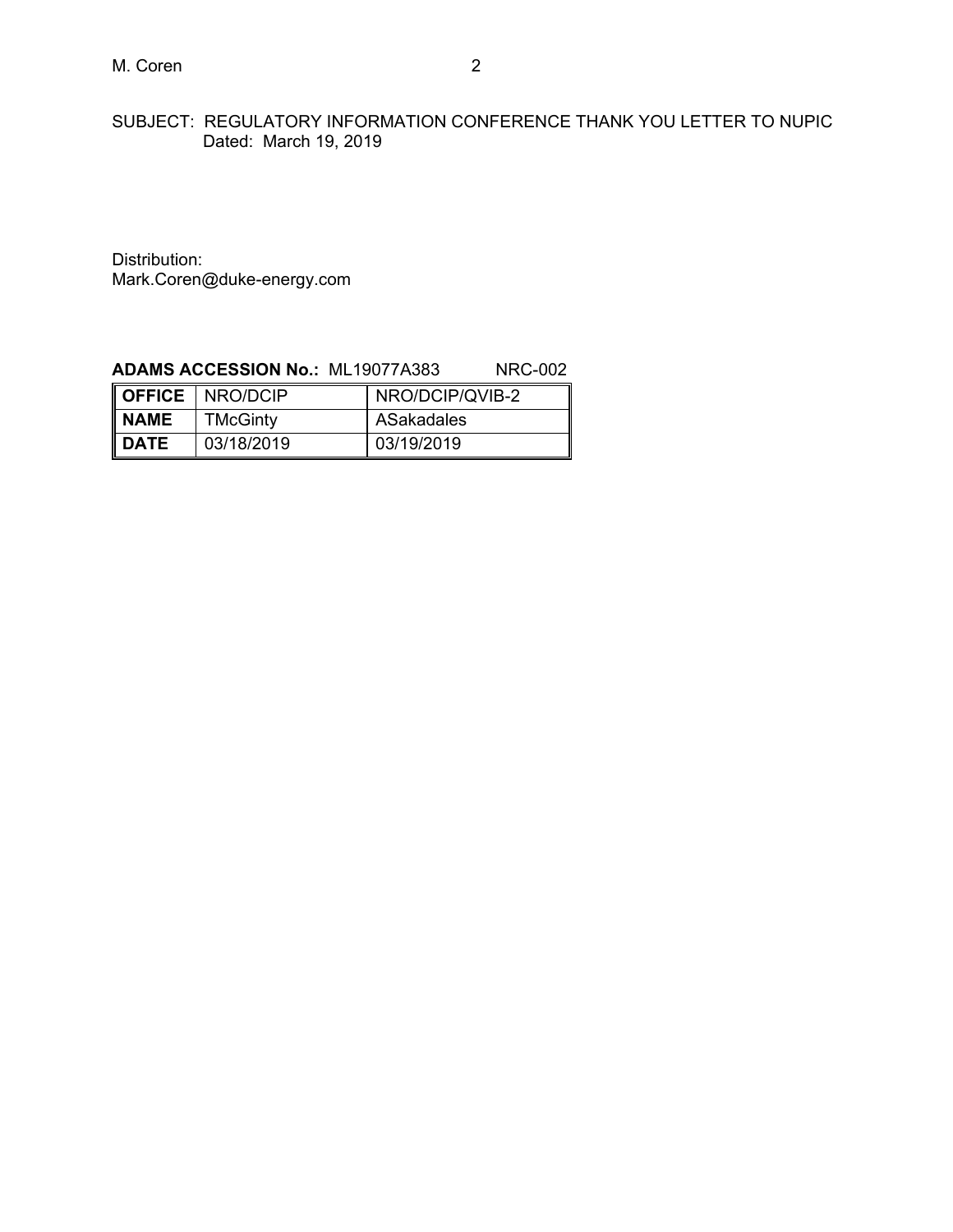SUBJECT: REGULATORY INFORMATION CONFERENCE THANK YOU LETTER TO NUPIC
Dated: March 19, 2019

Distribution:
Mark.Coren@duke-energy.com

**ADAMS ACCESSION No.:** ML19077A383 NRC-002

| **OFFICE** | NRO/DCIP | NRO/DCIP/QVIB-2 |
|---|---|---|
| **NAME** | TMcGinty | ASakadales |
| **DATE** | 03/18/2019 | 03/19/2019 |